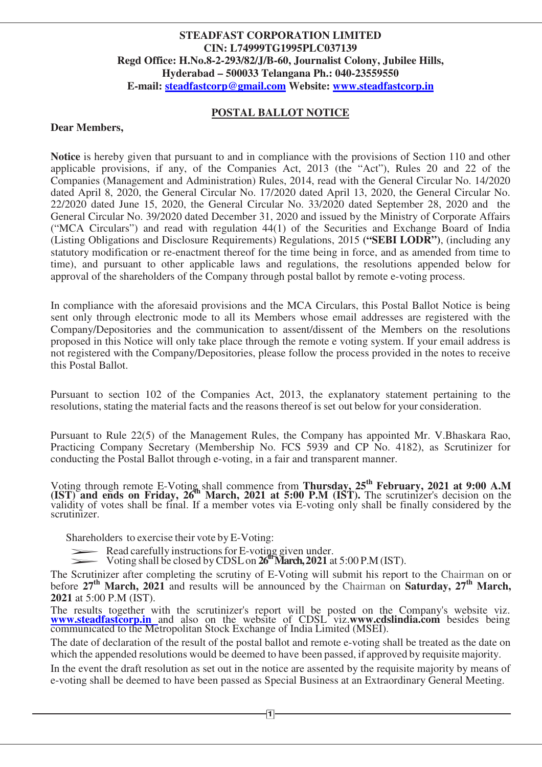**STEADFAST CORPORATION LIMITED**
**CIN: L74999TG1995PLC037139**
**Regd Office: H.No.8-2-293/82/J/B-60, Journalist Colony, Jubilee Hills, Hyderabad – 500033 Telangana Ph.: 040-23559550**
**E-mail: steadfastcorp@gmail.com Website: www.steadfastcorp.in**

## POSTAL BALLOT NOTICE

**Dear Members,**

**Notice** is hereby given that pursuant to and in compliance with the provisions of Section 110 and other applicable provisions, if any, of the Companies Act, 2013 (the "Act"), Rules 20 and 22 of the Companies (Management and Administration) Rules, 2014, read with the General Circular No. 14/2020 dated April 8, 2020, the General Circular No. 17/2020 dated April 13, 2020, the General Circular No. 22/2020 dated June 15, 2020, the General Circular No. 33/2020 dated September 28, 2020 and the General Circular No. 39/2020 dated December 31, 2020 and issued by the Ministry of Corporate Affairs ("MCA Circulars") and read with regulation 44(1) of the Securities and Exchange Board of India (Listing Obligations and Disclosure Requirements) Regulations, 2015 **("SEBI LODR")**, (including any statutory modification or re-enactment thereof for the time being in force, and as amended from time to time), and pursuant to other applicable laws and regulations, the resolutions appended below for approval of the shareholders of the Company through postal ballot by remote e-voting process.

In compliance with the aforesaid provisions and the MCA Circulars, this Postal Ballot Notice is being sent only through electronic mode to all its Members whose email addresses are registered with the Company/Depositories and the communication to assent/dissent of the Members on the resolutions proposed in this Notice will only take place through the remote e voting system. If your email address is not registered with the Company/Depositories, please follow the process provided in the notes to receive this Postal Ballot.

Pursuant to section 102 of the Companies Act, 2013, the explanatory statement pertaining to the resolutions, stating the material facts and the reasons thereof is set out below for your consideration.

Pursuant to Rule 22(5) of the Management Rules, the Company has appointed Mr. V.Bhaskara Rao, Practicing Company Secretary (Membership No. FCS 5939 and CP No. 4182), as Scrutinizer for conducting the Postal Ballot through e-voting, in a fair and transparent manner.

Voting through remote E-Voting shall commence from **Thursday, 25th February, 2021 at 9:00 A.M (IST) and ends on Friday, 26th March, 2021 at 5:00 P.M (IST).** The scrutinizer's decision on the validity of votes shall be final. If a member votes via E-voting only shall be finally considered by the scrutinizer.

Shareholders to exercise their vote by E-Voting:

- Read carefully instructions for E-voting given under.
- Voting shall be closed by CDSL on **26th March, 2021** at 5:00 P.M (IST).

The Scrutinizer after completing the scrutiny of E-Voting will submit his report to the Chairman on or before **27th March, 2021** and results will be announced by the Chairman on **Saturday, 27th March, 2021** at 5:00 P.M (IST).

The results together with the scrutinizer's report will be posted on the Company's website viz. **www.steadfastcorp.in** and also on the website of CDSL viz.**www.cdslindia.com** besides being communicated to the Metropolitan Stock Exchange of India Limited (MSEI).

The date of declaration of the result of the postal ballot and remote e-voting shall be treated as the date on which the appended resolutions would be deemed to have been passed, if approved by requisite majority.

In the event the draft resolution as set out in the notice are assented by the requisite majority by means of e-voting shall be deemed to have been passed as Special Business at an Extraordinary General Meeting.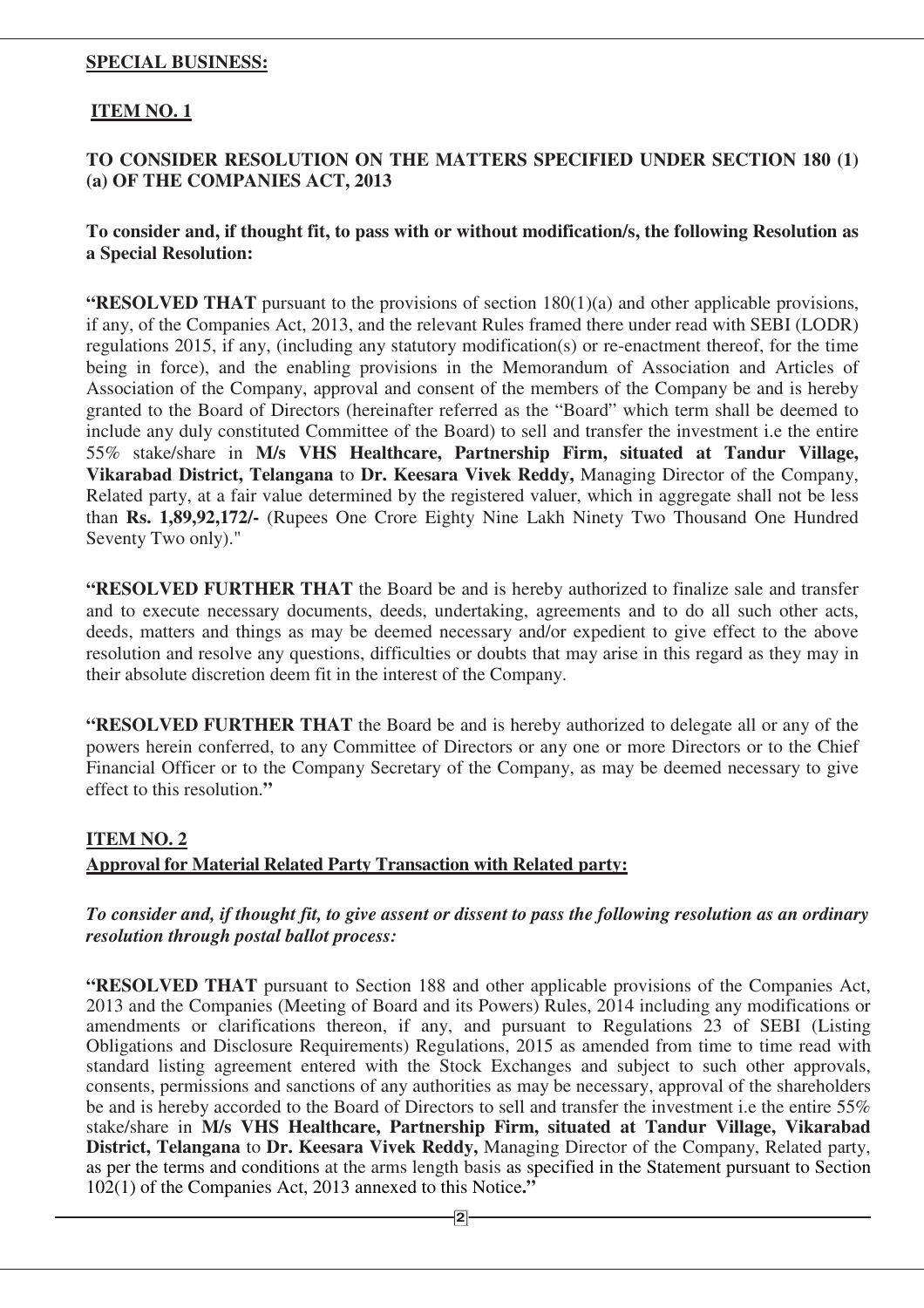**SPECIAL BUSINESS:**

**ITEM NO. 1**

**TO CONSIDER RESOLUTION ON THE MATTERS SPECIFIED UNDER SECTION 180 (1) (a) OF THE COMPANIES ACT, 2013**

**To consider and, if thought fit, to pass with or without modification/s, the following Resolution as a Special Resolution:**

**"RESOLVED THAT** pursuant to the provisions of section 180(1)(a) and other applicable provisions, if any, of the Companies Act, 2013, and the relevant Rules framed there under read with SEBI (LODR) regulations 2015, if any, (including any statutory modification(s) or re-enactment thereof, for the time being in force), and the enabling provisions in the Memorandum of Association and Articles of Association of the Company, approval and consent of the members of the Company be and is hereby granted to the Board of Directors (hereinafter referred as the "Board" which term shall be deemed to include any duly constituted Committee of the Board) to sell and transfer the investment i.e the entire 55% stake/share in **M/s VHS Healthcare, Partnership Firm, situated at Tandur Village, Vikarabad District, Telangana** to **Dr. Keesara Vivek Reddy,** Managing Director of the Company, Related party, at a fair value determined by the registered valuer, which in aggregate shall not be less than **Rs. 1,89,92,172/-** (Rupees One Crore Eighty Nine Lakh Ninety Two Thousand One Hundred Seventy Two only)."

**"RESOLVED FURTHER THAT** the Board be and is hereby authorized to finalize sale and transfer and to execute necessary documents, deeds, undertaking, agreements and to do all such other acts, deeds, matters and things as may be deemed necessary and/or expedient to give effect to the above resolution and resolve any questions, difficulties or doubts that may arise in this regard as they may in their absolute discretion deem fit in the interest of the Company.

**"RESOLVED FURTHER THAT** the Board be and is hereby authorized to delegate all or any of the powers herein conferred, to any Committee of Directors or any one or more Directors or to the Chief Financial Officer or to the Company Secretary of the Company, as may be deemed necessary to give effect to this resolution.**"**

**ITEM NO. 2**

**Approval for Material Related Party Transaction with Related party:**

***To consider and, if thought fit, to give assent or dissent to pass the following resolution as an ordinary resolution through postal ballot process:***

**"RESOLVED THAT** pursuant to Section 188 and other applicable provisions of the Companies Act, 2013 and the Companies (Meeting of Board and its Powers) Rules, 2014 including any modifications or amendments or clarifications thereon, if any, and pursuant to Regulations 23 of SEBI (Listing Obligations and Disclosure Requirements) Regulations, 2015 as amended from time to time read with standard listing agreement entered with the Stock Exchanges and subject to such other approvals, consents, permissions and sanctions of any authorities as may be necessary, approval of the shareholders be and is hereby accorded to the Board of Directors to sell and transfer the investment i.e the entire 55% stake/share in **M/s VHS Healthcare, Partnership Firm, situated at Tandur Village, Vikarabad District, Telangana** to **Dr. Keesara Vivek Reddy,** Managing Director of the Company, Related party, as per the terms and conditions at the arms length basis as specified in the Statement pursuant to Section 102(1) of the Companies Act, 2013 annexed to this Notice**."**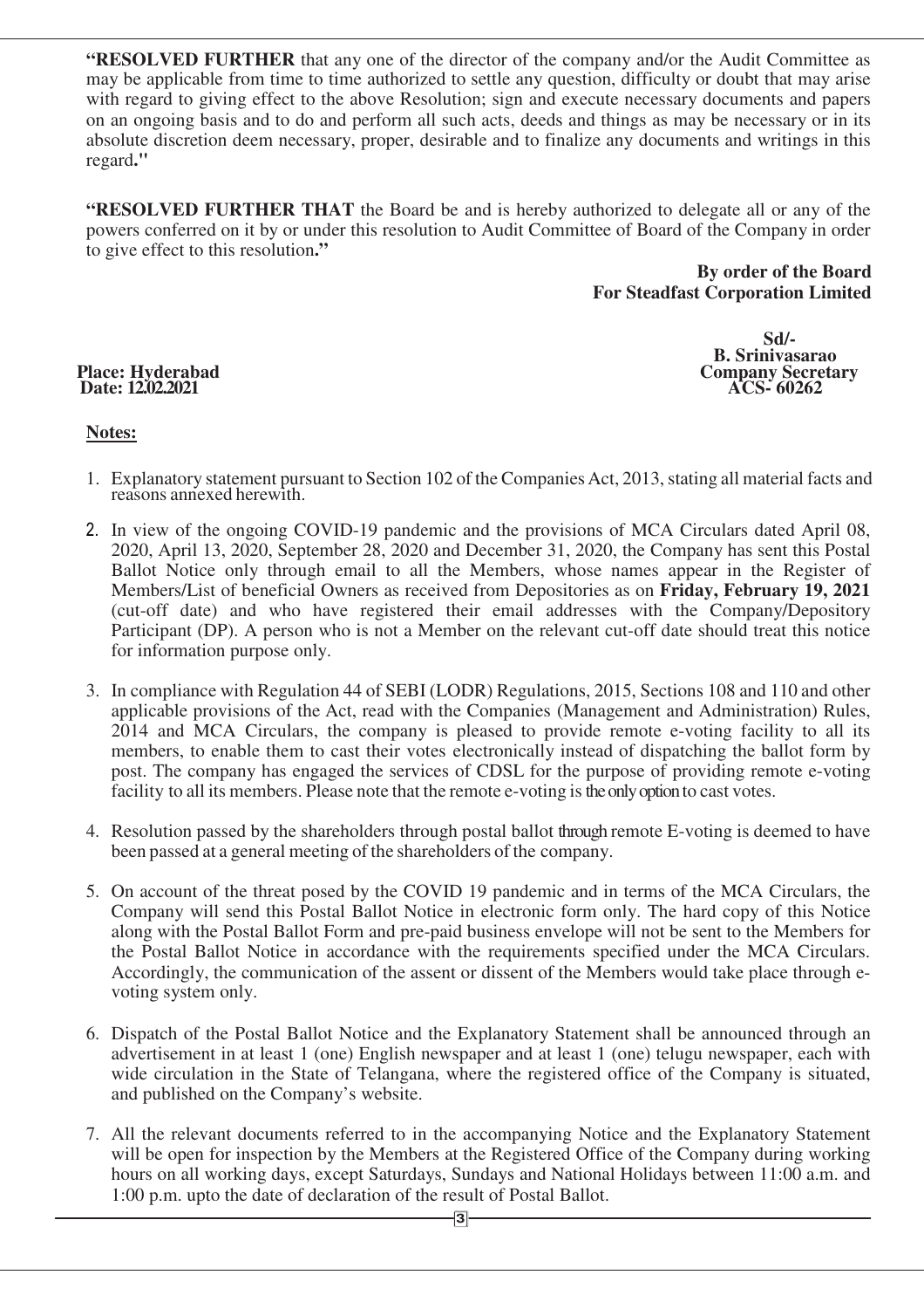**"RESOLVED FURTHER** that any one of the director of the company and/or the Audit Committee as may be applicable from time to time authorized to settle any question, difficulty or doubt that may arise with regard to giving effect to the above Resolution; sign and execute necessary documents and papers on an ongoing basis and to do and perform all such acts, deeds and things as may be necessary or in its absolute discretion deem necessary, proper, desirable and to finalize any documents and writings in this regard**."**

**"RESOLVED FURTHER THAT** the Board be and is hereby authorized to delegate all or any of the powers conferred on it by or under this resolution to Audit Committee of Board of the Company in order to give effect to this resolution**."**

**By order of the Board**
**For Steadfast Corporation Limited**

**Sd/-**
**B. Srinivasarao**
**Company Secretary**
**ACS- 60262**

**Place: Hyderabad**
**Date: 12.02.2021**

**Notes:**

1. Explanatory statement pursuant to Section 102 of the Companies Act, 2013, stating all material facts and reasons annexed herewith.

2. In view of the ongoing COVID-19 pandemic and the provisions of MCA Circulars dated April 08, 2020, April 13, 2020, September 28, 2020 and December 31, 2020, the Company has sent this Postal Ballot Notice only through email to all the Members, whose names appear in the Register of Members/List of beneficial Owners as received from Depositories as on **Friday, February 19, 2021** (cut-off date) and who have registered their email addresses with the Company/Depository Participant (DP). A person who is not a Member on the relevant cut-off date should treat this notice for information purpose only.

3. In compliance with Regulation 44 of SEBI (LODR) Regulations, 2015, Sections 108 and 110 and other applicable provisions of the Act, read with the Companies (Management and Administration) Rules, 2014 and MCA Circulars, the company is pleased to provide remote e-voting facility to all its members, to enable them to cast their votes electronically instead of dispatching the ballot form by post. The company has engaged the services of CDSL for the purpose of providing remote e-voting facility to all its members. Please note that the remote e-voting is the only option to cast votes.

4. Resolution passed by the shareholders through postal ballot through remote E-voting is deemed to have been passed at a general meeting of the shareholders of the company.

5. On account of the threat posed by the COVID 19 pandemic and in terms of the MCA Circulars, the Company will send this Postal Ballot Notice in electronic form only. The hard copy of this Notice along with the Postal Ballot Form and pre-paid business envelope will not be sent to the Members for the Postal Ballot Notice in accordance with the requirements specified under the MCA Circulars. Accordingly, the communication of the assent or dissent of the Members would take place through e-voting system only.

6. Dispatch of the Postal Ballot Notice and the Explanatory Statement shall be announced through an advertisement in at least 1 (one) English newspaper and at least 1 (one) telugu newspaper, each with wide circulation in the State of Telangana, where the registered office of the Company is situated, and published on the Company's website.

7. All the relevant documents referred to in the accompanying Notice and the Explanatory Statement will be open for inspection by the Members at the Registered Office of the Company during working hours on all working days, except Saturdays, Sundays and National Holidays between 11:00 a.m. and 1:00 p.m. upto the date of declaration of the result of Postal Ballot.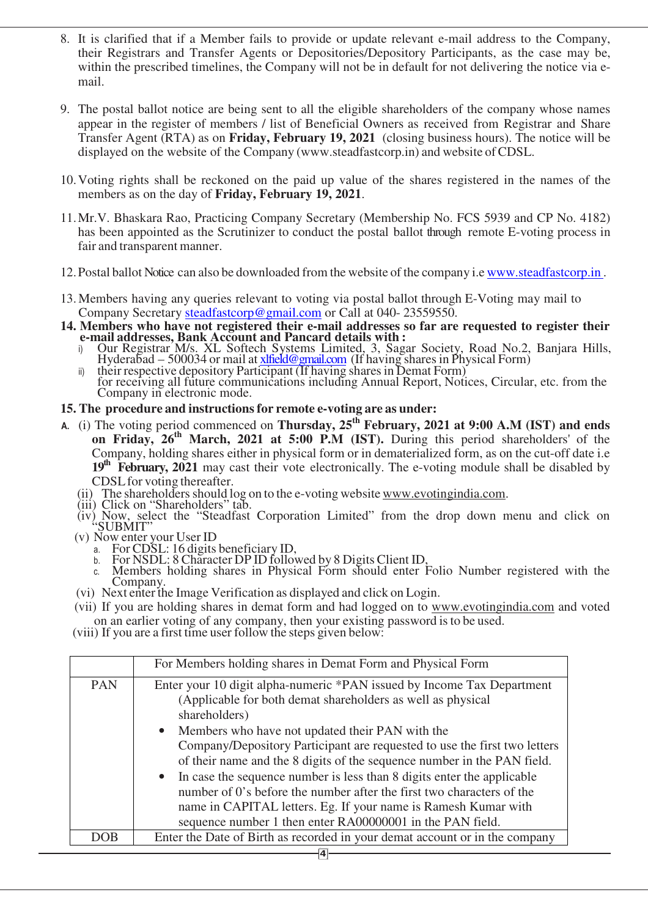8. It is clarified that if a Member fails to provide or update relevant e-mail address to the Company, their Registrars and Transfer Agents or Depositories/Depository Participants, as the case may be, within the prescribed timelines, the Company will not be in default for not delivering the notice via e-mail.

9. The postal ballot notice are being sent to all the eligible shareholders of the company whose names appear in the register of members / list of Beneficial Owners as received from Registrar and Share Transfer Agent (RTA) as on **Friday, February 19, 2021** (closing business hours). The notice will be displayed on the website of the Company (www.steadfastcorp.in) and website of CDSL.

10. Voting rights shall be reckoned on the paid up value of the shares registered in the names of the members as on the day of **Friday, February 19, 2021**.

11. Mr.V. Bhaskara Rao, Practicing Company Secretary (Membership No. FCS 5939 and CP No. 4182) has been appointed as the Scrutinizer to conduct the postal ballot through remote E-voting process in fair and transparent manner.

12. Postal ballot Notice can also be downloaded from the website of the company i.e www.steadfastcorp.in .

13. Members having any queries relevant to voting via postal ballot through E-Voting may mail to Company Secretary steadfastcorp@gmail.com or Call at 040- 23559550.

**14. Members who have not registered their e-mail addresses so far are requested to register their e-mail addresses, Bank Account and Pancard details with :**

   i) Our Registrar M/s. XL Softech Systems Limited, 3, Sagar Society, Road No.2, Banjara Hills, Hyderabad – 500034 or mail at xlfield@gmail.com (If having shares in Physical Form)

   ii) their respective depository Participant (If having shares in Demat Form)

   for receiving all future communications including Annual Report, Notices, Circular, etc. from the Company in electronic mode.

**15. The procedure and instructions for remote e-voting are as under:**

A. (i) The voting period commenced on **Thursday, 25th February, 2021 at 9:00 A.M (IST) and ends on Friday, 26th March, 2021 at 5:00 P.M (IST).** During this period shareholders' of the Company, holding shares either in physical form or in dematerialized form, as on the cut-off date i.e **19th February, 2021** may cast their vote electronically. The e-voting module shall be disabled by CDSL for voting thereafter.

   (ii) The shareholders should log on to the e-voting website www.evotingindia.com.

   (iii) Click on "Shareholders" tab.

   (iv) Now, select the "Steadfast Corporation Limited" from the drop down menu and click on "SUBMIT"

   (v) Now enter your User ID

      a. For CDSL: 16 digits beneficiary ID,
      b. For NSDL: 8 Character DP ID followed by 8 Digits Client ID,
      c. Members holding shares in Physical Form should enter Folio Number registered with the Company.

   (vi) Next enter the Image Verification as displayed and click on Login.

   (vii) If you are holding shares in demat form and had logged on to www.evotingindia.com and voted on an earlier voting of any company, then your existing password is to be used.

   (viii) If you are a first time user follow the steps given below:

| | For Members holding shares in Demat Form and Physical Form |
|---|---|
| PAN | Enter your 10 digit alpha-numeric *PAN issued by Income Tax Department (Applicable for both demat shareholders as well as physical shareholders)<br>• Members who have not updated their PAN with the Company/Depository Participant are requested to use the first two letters of their name and the 8 digits of the sequence number in the PAN field.<br>• In case the sequence number is less than 8 digits enter the applicable number of 0's before the number after the first two characters of the name in CAPITAL letters. Eg. If your name is Ramesh Kumar with sequence number 1 then enter RA00000001 in the PAN field. |
| DOB | Enter the Date of Birth as recorded in your demat account or in the company |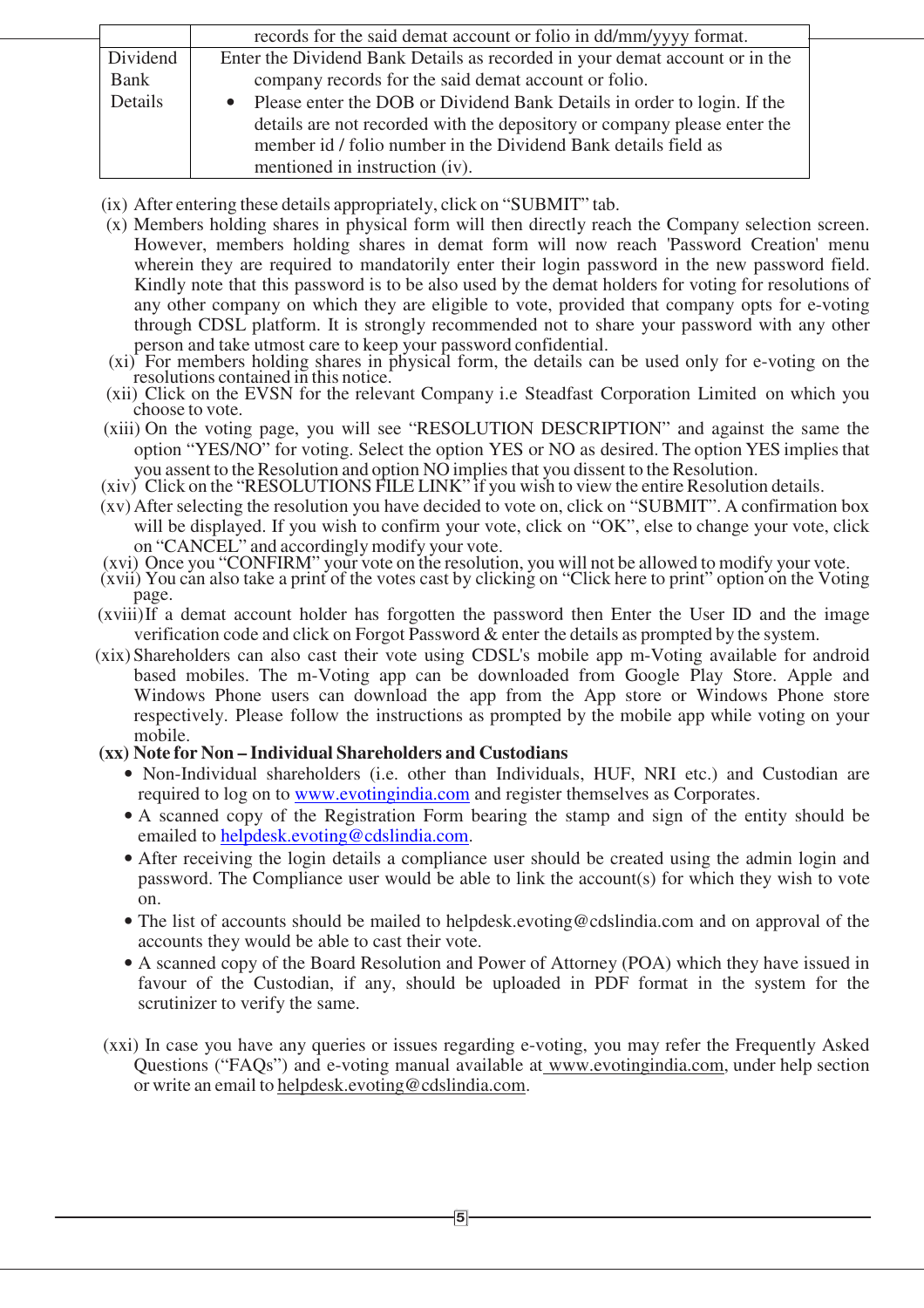| | records for the said demat account or folio in dd/mm/yyyy format. |
|---|---|
| Dividend Bank Details | Enter the Dividend Bank Details as recorded in your demat account or in the company records for the said demat account or folio.<br>• Please enter the DOB or Dividend Bank Details in order to login. If the details are not recorded with the depository or company please enter the member id / folio number in the Dividend Bank details field as mentioned in instruction (iv). |

(ix) After entering these details appropriately, click on "SUBMIT" tab.

(x) Members holding shares in physical form will then directly reach the Company selection screen. However, members holding shares in demat form will now reach 'Password Creation' menu wherein they are required to mandatorily enter their login password in the new password field. Kindly note that this password is to be also used by the demat holders for voting for resolutions of any other company on which they are eligible to vote, provided that company opts for e-voting through CDSL platform. It is strongly recommended not to share your password with any other person and take utmost care to keep your password confidential.

(xi) For members holding shares in physical form, the details can be used only for e-voting on the resolutions contained in this notice.

(xii) Click on the EVSN for the relevant Company i.e Steadfast Corporation Limited on which you choose to vote.

(xiii) On the voting page, you will see "RESOLUTION DESCRIPTION" and against the same the option "YES/NO" for voting. Select the option YES or NO as desired. The option YES implies that you assent to the Resolution and option NO implies that you dissent to the Resolution.

(xiv) Click on the "RESOLUTIONS FILE LINK" if you wish to view the entire Resolution details.

(xv) After selecting the resolution you have decided to vote on, click on "SUBMIT". A confirmation box will be displayed. If you wish to confirm your vote, click on "OK", else to change your vote, click on "CANCEL" and accordingly modify your vote.

(xvi) Once you "CONFIRM" your vote on the resolution, you will not be allowed to modify your vote.

(xvii) You can also take a print of the votes cast by clicking on "Click here to print" option on the Voting page.

(xviii) If a demat account holder has forgotten the password then Enter the User ID and the image verification code and click on Forgot Password & enter the details as prompted by the system.

(xix) Shareholders can also cast their vote using CDSL's mobile app m-Voting available for android based mobiles. The m-Voting app can be downloaded from Google Play Store. Apple and Windows Phone users can download the app from the App store or Windows Phone store respectively. Please follow the instructions as prompted by the mobile app while voting on your mobile.

**(xx) Note for Non – Individual Shareholders and Custodians**

- Non-Individual shareholders (i.e. other than Individuals, HUF, NRI etc.) and Custodian are required to log on to www.evotingindia.com and register themselves as Corporates.
- A scanned copy of the Registration Form bearing the stamp and sign of the entity should be emailed to helpdesk.evoting@cdslindia.com.
- After receiving the login details a compliance user should be created using the admin login and password. The Compliance user would be able to link the account(s) for which they wish to vote on.
- The list of accounts should be mailed to helpdesk.evoting@cdslindia.com and on approval of the accounts they would be able to cast their vote.
- A scanned copy of the Board Resolution and Power of Attorney (POA) which they have issued in favour of the Custodian, if any, should be uploaded in PDF format in the system for the scrutinizer to verify the same.

(xxi) In case you have any queries or issues regarding e-voting, you may refer the Frequently Asked Questions ("FAQs") and e-voting manual available at www.evotingindia.com, under help section or write an email to helpdesk.evoting@cdslindia.com.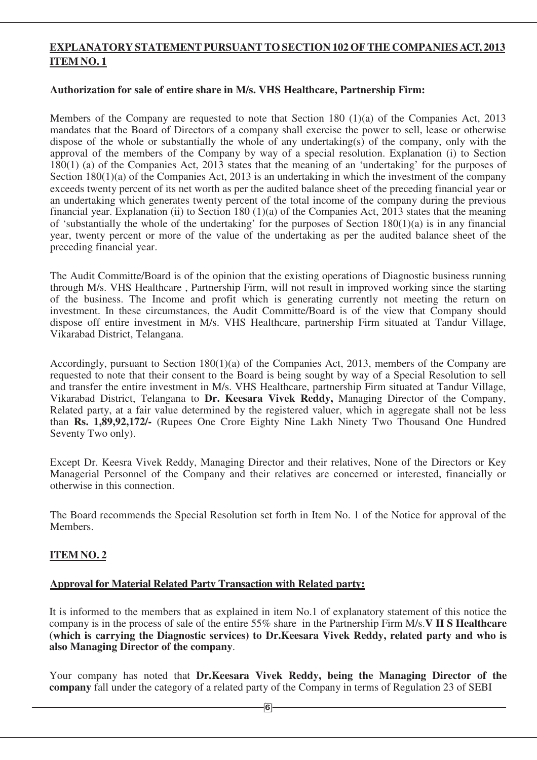## EXPLANATORY STATEMENT PURSUANT TO SECTION 102 OF THE COMPANIES ACT, 2013

## ITEM NO. 1

**Authorization for sale of entire share in M/s. VHS Healthcare, Partnership Firm:**

Members of the Company are requested to note that Section 180 (1)(a) of the Companies Act, 2013 mandates that the Board of Directors of a company shall exercise the power to sell, lease or otherwise dispose of the whole or substantially the whole of any undertaking(s) of the company, only with the approval of the members of the Company by way of a special resolution. Explanation (i) to Section 180(1) (a) of the Companies Act, 2013 states that the meaning of an 'undertaking' for the purposes of Section 180(1)(a) of the Companies Act, 2013 is an undertaking in which the investment of the company exceeds twenty percent of its net worth as per the audited balance sheet of the preceding financial year or an undertaking which generates twenty percent of the total income of the company during the previous financial year. Explanation (ii) to Section 180 (1)(a) of the Companies Act, 2013 states that the meaning of 'substantially the whole of the undertaking' for the purposes of Section 180(1)(a) is in any financial year, twenty percent or more of the value of the undertaking as per the audited balance sheet of the preceding financial year.

The Audit Committe/Board is of the opinion that the existing operations of Diagnostic business running through M/s. VHS Healthcare , Partnership Firm, will not result in improved working since the starting of the business. The Income and profit which is generating currently not meeting the return on investment. In these circumstances, the Audit Committe/Board is of the view that Company should dispose off entire investment in M/s. VHS Healthcare, partnership Firm situated at Tandur Village, Vikarabad District, Telangana.

Accordingly, pursuant to Section 180(1)(a) of the Companies Act, 2013, members of the Company are requested to note that their consent to the Board is being sought by way of a Special Resolution to sell and transfer the entire investment in M/s. VHS Healthcare, partnership Firm situated at Tandur Village, Vikarabad District, Telangana to **Dr. Keesara Vivek Reddy,** Managing Director of the Company, Related party, at a fair value determined by the registered valuer, which in aggregate shall not be less than **Rs. 1,89,92,172/-** (Rupees One Crore Eighty Nine Lakh Ninety Two Thousand One Hundred Seventy Two only).

Except Dr. Keesra Vivek Reddy, Managing Director and their relatives, None of the Directors or Key Managerial Personnel of the Company and their relatives are concerned or interested, financially or otherwise in this connection.

The Board recommends the Special Resolution set forth in Item No. 1 of the Notice for approval of the Members.

## ITEM NO. 2

**Approval for Material Related Party Transaction with Related party:**

It is informed to the members that as explained in item No.1 of explanatory statement of this notice the company is in the process of sale of the entire 55% share in the Partnership Firm M/s.**V H S Healthcare (which is carrying the Diagnostic services) to Dr.Keesara Vivek Reddy, related party and who is also Managing Director of the company**.

Your company has noted that **Dr.Keesara Vivek Reddy, being the Managing Director of the company** fall under the category of a related party of the Company in terms of Regulation 23 of SEBI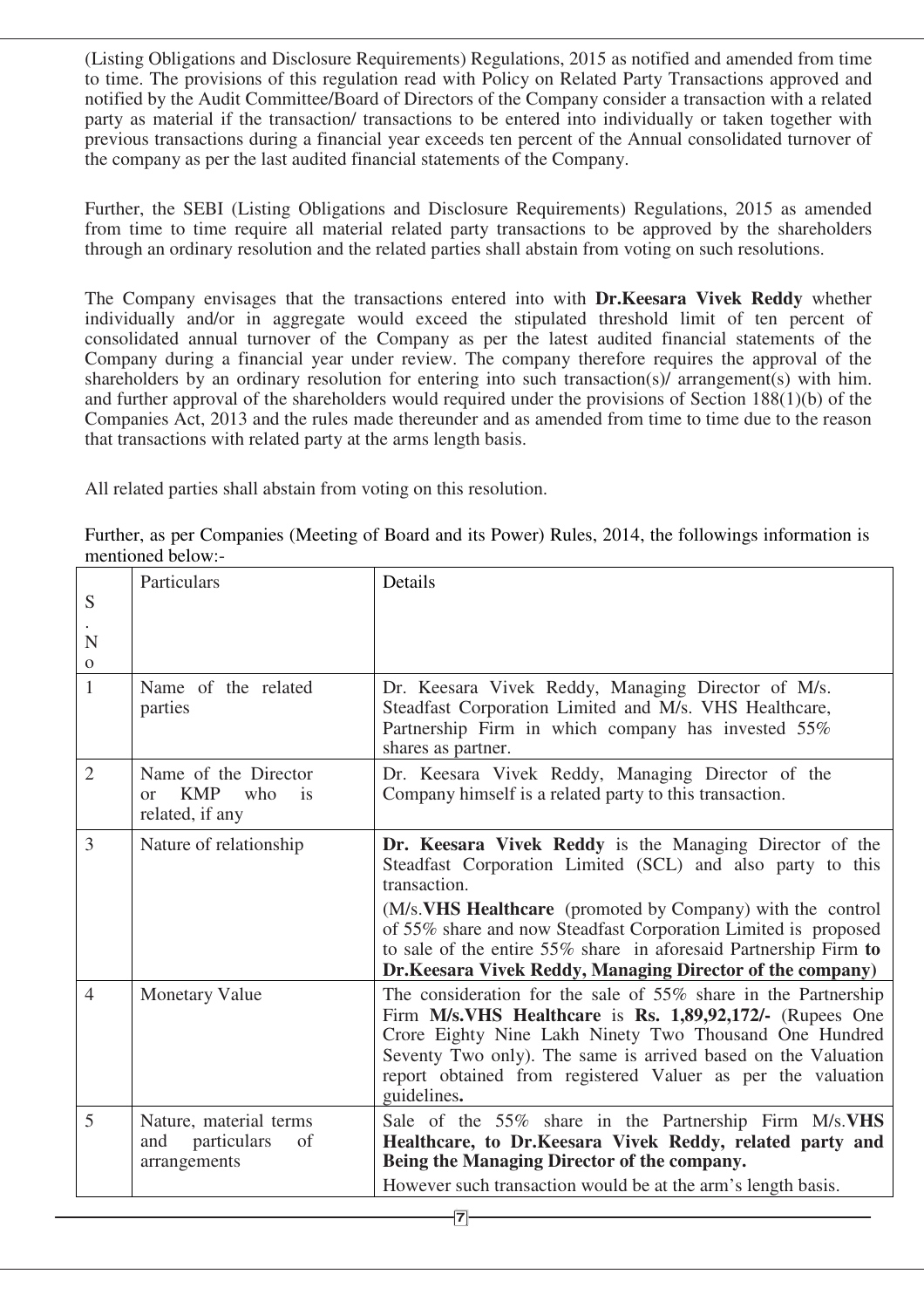(Listing Obligations and Disclosure Requirements) Regulations, 2015 as notified and amended from time to time. The provisions of this regulation read with Policy on Related Party Transactions approved and notified by the Audit Committee/Board of Directors of the Company consider a transaction with a related party as material if the transaction/ transactions to be entered into individually or taken together with previous transactions during a financial year exceeds ten percent of the Annual consolidated turnover of the company as per the last audited financial statements of the Company.

Further, the SEBI (Listing Obligations and Disclosure Requirements) Regulations, 2015 as amended from time to time require all material related party transactions to be approved by the shareholders through an ordinary resolution and the related parties shall abstain from voting on such resolutions.

The Company envisages that the transactions entered into with **Dr.Keesara Vivek Reddy** whether individually and/or in aggregate would exceed the stipulated threshold limit of ten percent of consolidated annual turnover of the Company as per the latest audited financial statements of the Company during a financial year under review. The company therefore requires the approval of the shareholders by an ordinary resolution for entering into such transaction(s)/ arrangement(s) with him. and further approval of the shareholders would required under the provisions of Section 188(1)(b) of the Companies Act, 2013 and the rules made thereunder and as amended from time to time due to the reason that transactions with related party at the arms length basis.

All related parties shall abstain from voting on this resolution.

Further, as per Companies (Meeting of Board and its Power) Rules, 2014, the followings information is mentioned below:-

| S.No | Particulars | Details |
|---|---|---|
| 1 | Name of the related parties | Dr. Keesara Vivek Reddy, Managing Director of M/s. Steadfast Corporation Limited and M/s. VHS Healthcare, Partnership Firm in which company has invested 55% shares as partner. |
| 2 | Name of the Director or KMP who is related, if any | Dr. Keesara Vivek Reddy, Managing Director of the Company himself is a related party to this transaction. |
| 3 | Nature of relationship | **Dr. Keesara Vivek Reddy** is the Managing Director of the Steadfast Corporation Limited (SCL) and also party to this transaction. (M/s.**VHS Healthcare** (promoted by Company) with the control of 55% share and now Steadfast Corporation Limited is proposed to sale of the entire 55% share in aforesaid Partnership Firm **to Dr.Keesara Vivek Reddy, Managing Director of the company**) |
| 4 | Monetary Value | The consideration for the sale of 55% share in the Partnership Firm **M/s.VHS Healthcare** is **Rs. 1,89,92,172/-** (Rupees One Crore Eighty Nine Lakh Ninety Two Thousand One Hundred Seventy Two only). The same is arrived based on the Valuation report obtained from registered Valuer as per the valuation guidelines**.** |
| 5 | Nature, material terms and particulars of arrangements | Sale of the 55% share in the Partnership Firm M/s.**VHS Healthcare, to Dr.Keesara Vivek Reddy, related party and Being the Managing Director of the company.** However such transaction would be at the arm's length basis. |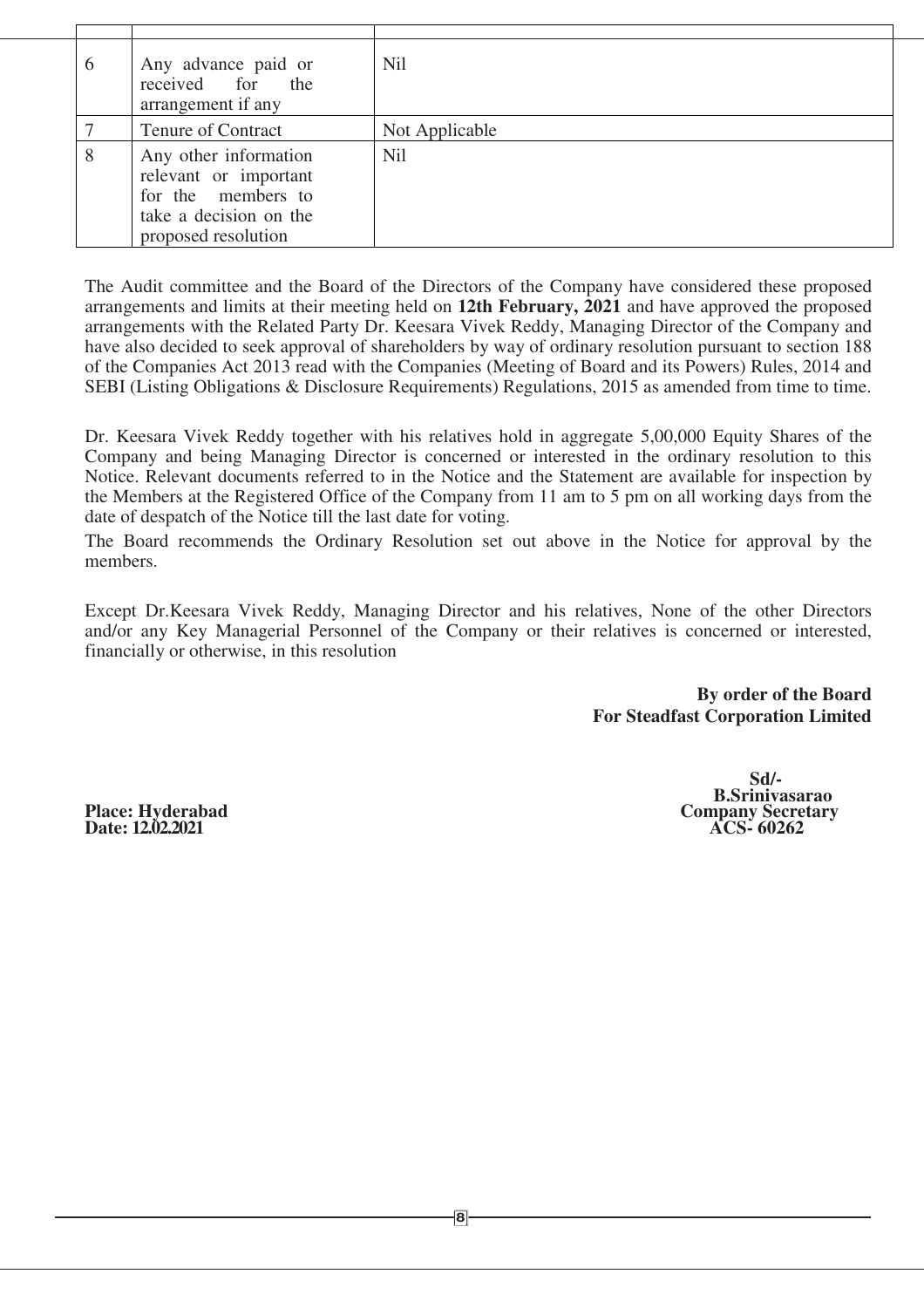| | | |
|---|---|---|
| 6 | Any advance paid or received for the arrangement if any | Nil |
| 7 | Tenure of Contract | Not Applicable |
| 8 | Any other information relevant or important for the members to take a decision on the proposed resolution | Nil |

The Audit committee and the Board of the Directors of the Company have considered these proposed arrangements and limits at their meeting held on **12th February, 2021** and have approved the proposed arrangements with the Related Party Dr. Keesara Vivek Reddy, Managing Director of the Company and have also decided to seek approval of shareholders by way of ordinary resolution pursuant to section 188 of the Companies Act 2013 read with the Companies (Meeting of Board and its Powers) Rules, 2014 and SEBI (Listing Obligations & Disclosure Requirements) Regulations, 2015 as amended from time to time.

Dr. Keesara Vivek Reddy together with his relatives hold in aggregate 5,00,000 Equity Shares of the Company and being Managing Director is concerned or interested in the ordinary resolution to this Notice. Relevant documents referred to in the Notice and the Statement are available for inspection by the Members at the Registered Office of the Company from 11 am to 5 pm on all working days from the date of despatch of the Notice till the last date for voting.

The Board recommends the Ordinary Resolution set out above in the Notice for approval by the members.

Except Dr.Keesara Vivek Reddy, Managing Director and his relatives, None of the other Directors and/or any Key Managerial Personnel of the Company or their relatives is concerned or interested, financially or otherwise, in this resolution

**By order of the Board**
**For Steadfast Corporation Limited**

**Sd/-**
**B.Srinivasarao**
**Company Secretary**
**ACS- 60262**

**Place: Hyderabad**
**Date: 12.02.2021**